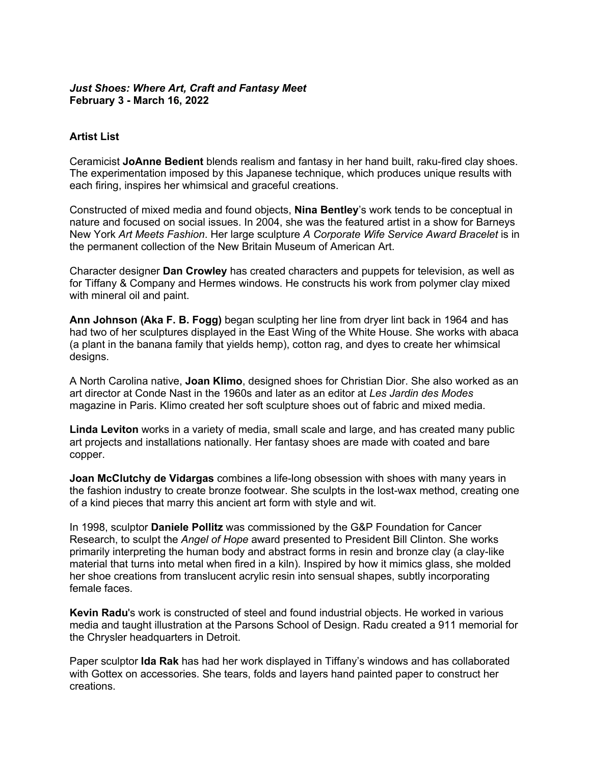***Just Shoes: Where Art, Craft and Fantasy Meet***
**February 3 - March 16, 2022**

**Artist List**

Ceramicist **JoAnne Bedient** blends realism and fantasy in her hand built, raku-fired clay shoes. The experimentation imposed by this Japanese technique, which produces unique results with each firing, inspires her whimsical and graceful creations.

Constructed of mixed media and found objects, **Nina Bentley**'s work tends to be conceptual in nature and focused on social issues. In 2004, she was the featured artist in a show for Barneys New York *Art Meets Fashion*. Her large sculpture *A Corporate Wife Service Award Bracelet* is in the permanent collection of the New Britain Museum of American Art.

Character designer **Dan Crowley** has created characters and puppets for television, as well as for Tiffany & Company and Hermes windows. He constructs his work from polymer clay mixed with mineral oil and paint.

**Ann Johnson (Aka F. B. Fogg)** began sculpting her line from dryer lint back in 1964 and has had two of her sculptures displayed in the East Wing of the White House. She works with abaca (a plant in the banana family that yields hemp), cotton rag, and dyes to create her whimsical designs.

A North Carolina native, **Joan Klimo**, designed shoes for Christian Dior. She also worked as an art director at Conde Nast in the 1960s and later as an editor at *Les Jardin des Modes* magazine in Paris. Klimo created her soft sculpture shoes out of fabric and mixed media.

**Linda Leviton** works in a variety of media, small scale and large, and has created many public art projects and installations nationally. Her fantasy shoes are made with coated and bare copper.

**Joan McClutchy de Vidargas** combines a life-long obsession with shoes with many years in the fashion industry to create bronze footwear. She sculpts in the lost-wax method, creating one of a kind pieces that marry this ancient art form with style and wit.

In 1998, sculptor **Daniele Pollitz** was commissioned by the G&P Foundation for Cancer Research, to sculpt the *Angel of Hope* award presented to President Bill Clinton. She works primarily interpreting the human body and abstract forms in resin and bronze clay (a clay-like material that turns into metal when fired in a kiln). Inspired by how it mimics glass, she molded her shoe creations from translucent acrylic resin into sensual shapes, subtly incorporating female faces.

**Kevin Radu**'s work is constructed of steel and found industrial objects. He worked in various media and taught illustration at the Parsons School of Design. Radu created a 911 memorial for the Chrysler headquarters in Detroit.

Paper sculptor **Ida Rak** has had her work displayed in Tiffany's windows and has collaborated with Gottex on accessories. She tears, folds and layers hand painted paper to construct her creations.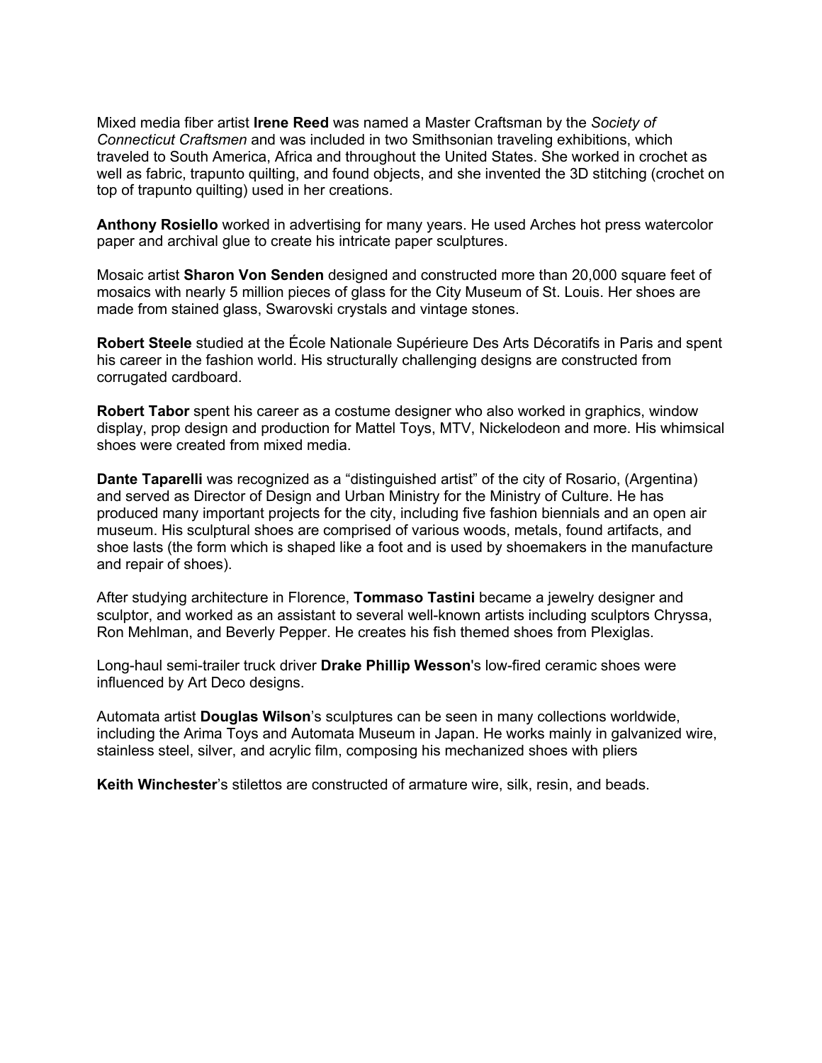Mixed media fiber artist **Irene Reed** was named a Master Craftsman by the *Society of Connecticut Craftsmen* and was included in two Smithsonian traveling exhibitions, which traveled to South America, Africa and throughout the United States. She worked in crochet as well as fabric, trapunto quilting, and found objects, and she invented the 3D stitching (crochet on top of trapunto quilting) used in her creations.

**Anthony Rosiello** worked in advertising for many years. He used Arches hot press watercolor paper and archival glue to create his intricate paper sculptures.

Mosaic artist **Sharon Von Senden** designed and constructed more than 20,000 square feet of mosaics with nearly 5 million pieces of glass for the City Museum of St. Louis. Her shoes are made from stained glass, Swarovski crystals and vintage stones.

**Robert Steele** studied at the École Nationale Supérieure Des Arts Décoratifs in Paris and spent his career in the fashion world. His structurally challenging designs are constructed from corrugated cardboard.

**Robert Tabor** spent his career as a costume designer who also worked in graphics, window display, prop design and production for Mattel Toys, MTV, Nickelodeon and more. His whimsical shoes were created from mixed media.

**Dante Taparelli** was recognized as a "distinguished artist" of the city of Rosario, (Argentina) and served as Director of Design and Urban Ministry for the Ministry of Culture. He has produced many important projects for the city, including five fashion biennials and an open air museum. His sculptural shoes are comprised of various woods, metals, found artifacts, and shoe lasts (the form which is shaped like a foot and is used by shoemakers in the manufacture and repair of shoes).

After studying architecture in Florence, **Tommaso Tastini** became a jewelry designer and sculptor, and worked as an assistant to several well-known artists including sculptors Chryssa, Ron Mehlman, and Beverly Pepper. He creates his fish themed shoes from Plexiglas.

Long-haul semi-trailer truck driver **Drake Phillip Wesson**'s low-fired ceramic shoes were influenced by Art Deco designs.

Automata artist **Douglas Wilson**'s sculptures can be seen in many collections worldwide, including the Arima Toys and Automata Museum in Japan. He works mainly in galvanized wire, stainless steel, silver, and acrylic film, composing his mechanized shoes with pliers

**Keith Winchester**'s stilettos are constructed of armature wire, silk, resin, and beads.